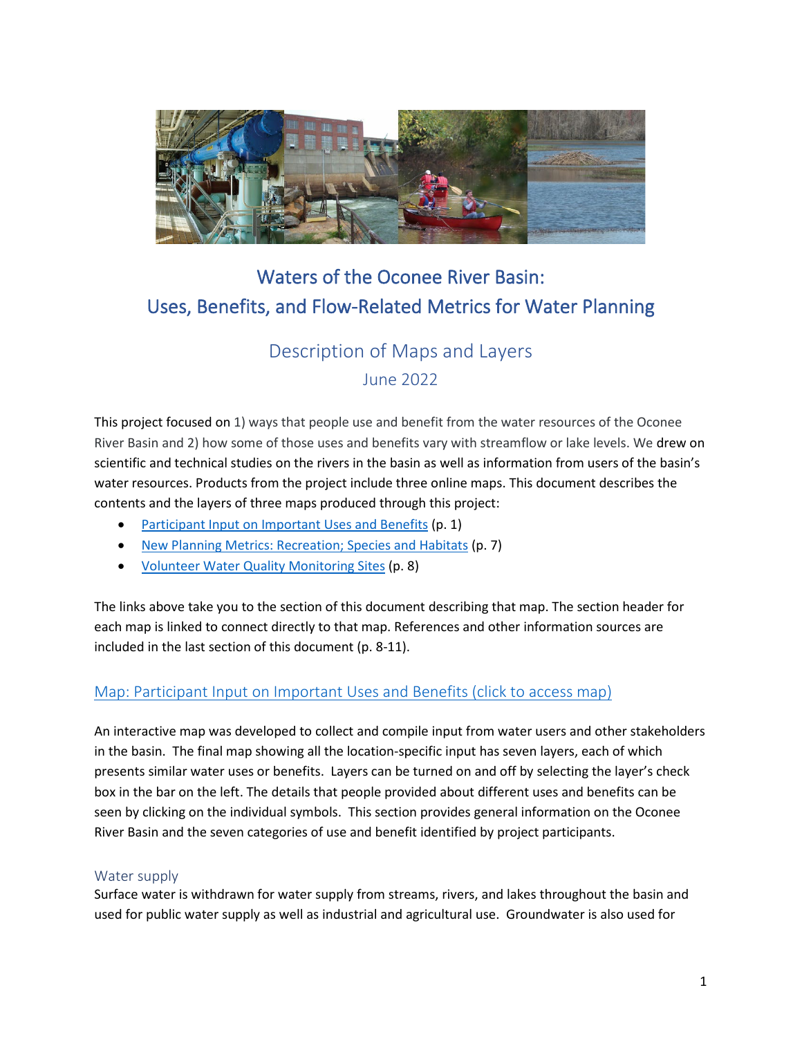# Waters of the Oconee River Basin: Uses, Benefits, and Flow-Related Metrics for Water Planning

## Description of Maps and Layers

June 2022

This project focused on 1) ways that people use and benefit from the water resources of the Oconee River Basin and 2) how some of those uses and benefits vary with streamflow or lake levels. We drew on scientific and technical studies on the rivers in the basin as well as information from users of the basin's water resources. Products from the project include three online maps. This document describes the contents and the layers of three maps produced through this project:

- Participant Input on Important Uses and Benefits (p. 1)
- New Planning Metrics: Recreation; Species and Habitats (p. 7)
- Volunteer Water Quality Monitoring Sites (p. 8)

The links above take you to the section of this document describing that map. The section header for each map is linked to connect directly to that map. References and other information sources are included in the last section of this document (p. 8-11).

## Map: Participant Input on Important Uses and Benefits (click to access map)

An interactive map was developed to collect and compile input from water users and other stakeholders in the basin. The final map showing all the location-specific input has seven layers, each of which presents similar water uses or benefits. Layers can be turned on and off by selecting the layer's check box in the bar on the left. The details that people provided about different uses and benefits can be seen by clicking on the individual symbols. This section provides general information on the Oconee River Basin and the seven categories of use and benefit identified by project participants.

### Water supply

Surface water is withdrawn for water supply from streams, rivers, and lakes throughout the basin and used for public water supply as well as industrial and agricultural use. Groundwater is also used for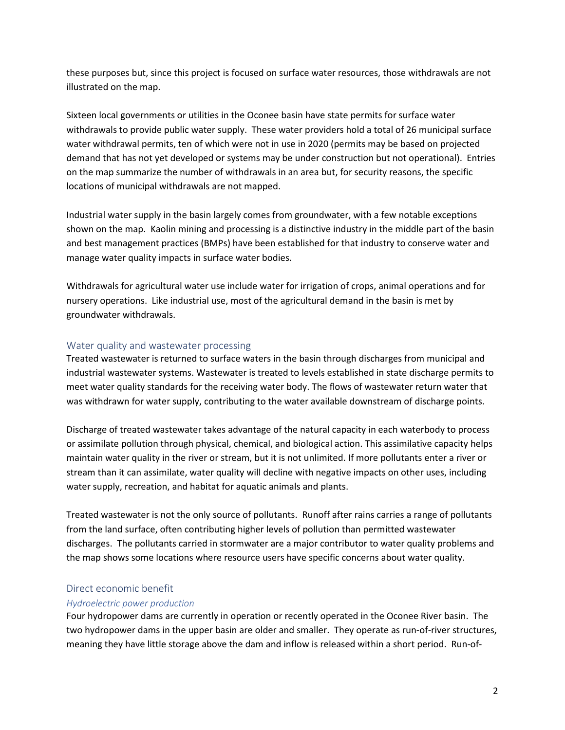these purposes but, since this project is focused on surface water resources, those withdrawals are not illustrated on the map.

Sixteen local governments or utilities in the Oconee basin have state permits for surface water withdrawals to provide public water supply. These water providers hold a total of 26 municipal surface water withdrawal permits, ten of which were not in use in 2020 (permits may be based on projected demand that has not yet developed or systems may be under construction but not operational). Entries on the map summarize the number of withdrawals in an area but, for security reasons, the specific locations of municipal withdrawals are not mapped.

Industrial water supply in the basin largely comes from groundwater, with a few notable exceptions shown on the map. Kaolin mining and processing is a distinctive industry in the middle part of the basin and best management practices (BMPs) have been established for that industry to conserve water and manage water quality impacts in surface water bodies.

Withdrawals for agricultural water use include water for irrigation of crops, animal operations and for nursery operations. Like industrial use, most of the agricultural demand in the basin is met by groundwater withdrawals.

## Water quality and wastewater processing

Treated wastewater is returned to surface waters in the basin through discharges from municipal and industrial wastewater systems. Wastewater is treated to levels established in state discharge permits to meet water quality standards for the receiving water body. The flows of wastewater return water that was withdrawn for water supply, contributing to the water available downstream of discharge points.

Discharge of treated wastewater takes advantage of the natural capacity in each waterbody to process or assimilate pollution through physical, chemical, and biological action. This assimilative capacity helps maintain water quality in the river or stream, but it is not unlimited. If more pollutants enter a river or stream than it can assimilate, water quality will decline with negative impacts on other uses, including water supply, recreation, and habitat for aquatic animals and plants.

Treated wastewater is not the only source of pollutants. Runoff after rains carries a range of pollutants from the land surface, often contributing higher levels of pollution than permitted wastewater discharges. The pollutants carried in stormwater are a major contributor to water quality problems and the map shows some locations where resource users have specific concerns about water quality.

## Direct economic benefit

### *Hydroelectric power production*

Four hydropower dams are currently in operation or recently operated in the Oconee River basin. The two hydropower dams in the upper basin are older and smaller. They operate as run-of-river structures, meaning they have little storage above the dam and inflow is released within a short period. Run-of-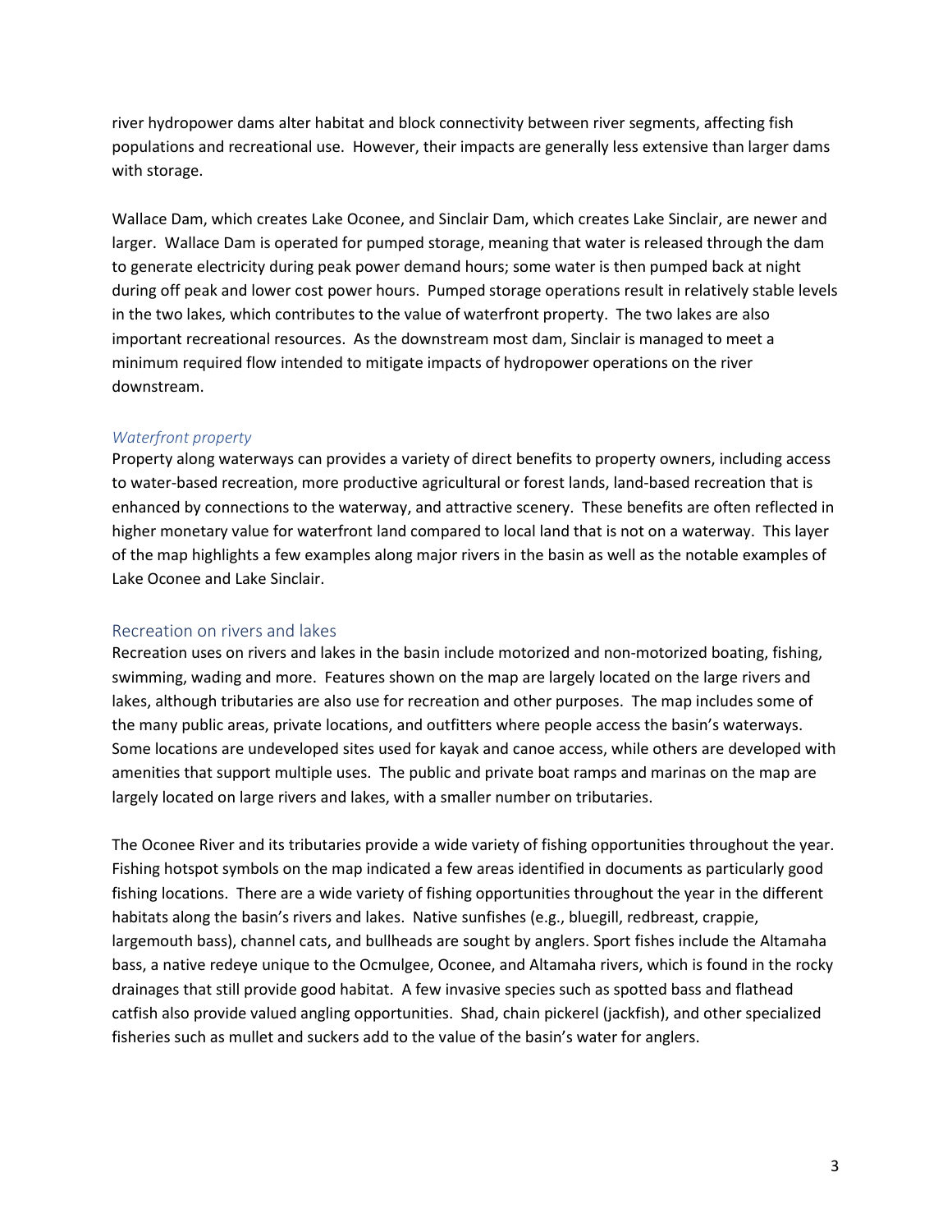river hydropower dams alter habitat and block connectivity between river segments, affecting fish populations and recreational use. However, their impacts are generally less extensive than larger dams with storage.

Wallace Dam, which creates Lake Oconee, and Sinclair Dam, which creates Lake Sinclair, are newer and larger. Wallace Dam is operated for pumped storage, meaning that water is released through the dam to generate electricity during peak power demand hours; some water is then pumped back at night during off peak and lower cost power hours. Pumped storage operations result in relatively stable levels in the two lakes, which contributes to the value of waterfront property. The two lakes are also important recreational resources. As the downstream most dam, Sinclair is managed to meet a minimum required flow intended to mitigate impacts of hydropower operations on the river downstream.

### *Waterfront property*

Property along waterways can provides a variety of direct benefits to property owners, including access to water-based recreation, more productive agricultural or forest lands, land-based recreation that is enhanced by connections to the waterway, and attractive scenery. These benefits are often reflected in higher monetary value for waterfront land compared to local land that is not on a waterway. This layer of the map highlights a few examples along major rivers in the basin as well as the notable examples of Lake Oconee and Lake Sinclair.

## Recreation on rivers and lakes

Recreation uses on rivers and lakes in the basin include motorized and non-motorized boating, fishing, swimming, wading and more. Features shown on the map are largely located on the large rivers and lakes, although tributaries are also use for recreation and other purposes. The map includes some of the many public areas, private locations, and outfitters where people access the basin's waterways. Some locations are undeveloped sites used for kayak and canoe access, while others are developed with amenities that support multiple uses. The public and private boat ramps and marinas on the map are largely located on large rivers and lakes, with a smaller number on tributaries.

The Oconee River and its tributaries provide a wide variety of fishing opportunities throughout the year. Fishing hotspot symbols on the map indicated a few areas identified in documents as particularly good fishing locations. There are a wide variety of fishing opportunities throughout the year in the different habitats along the basin's rivers and lakes. Native sunfishes (e.g., bluegill, redbreast, crappie, largemouth bass), channel cats, and bullheads are sought by anglers. Sport fishes include the Altamaha bass, a native redeye unique to the Ocmulgee, Oconee, and Altamaha rivers, which is found in the rocky drainages that still provide good habitat. A few invasive species such as spotted bass and flathead catfish also provide valued angling opportunities. Shad, chain pickerel (jackfish), and other specialized fisheries such as mullet and suckers add to the value of the basin's water for anglers.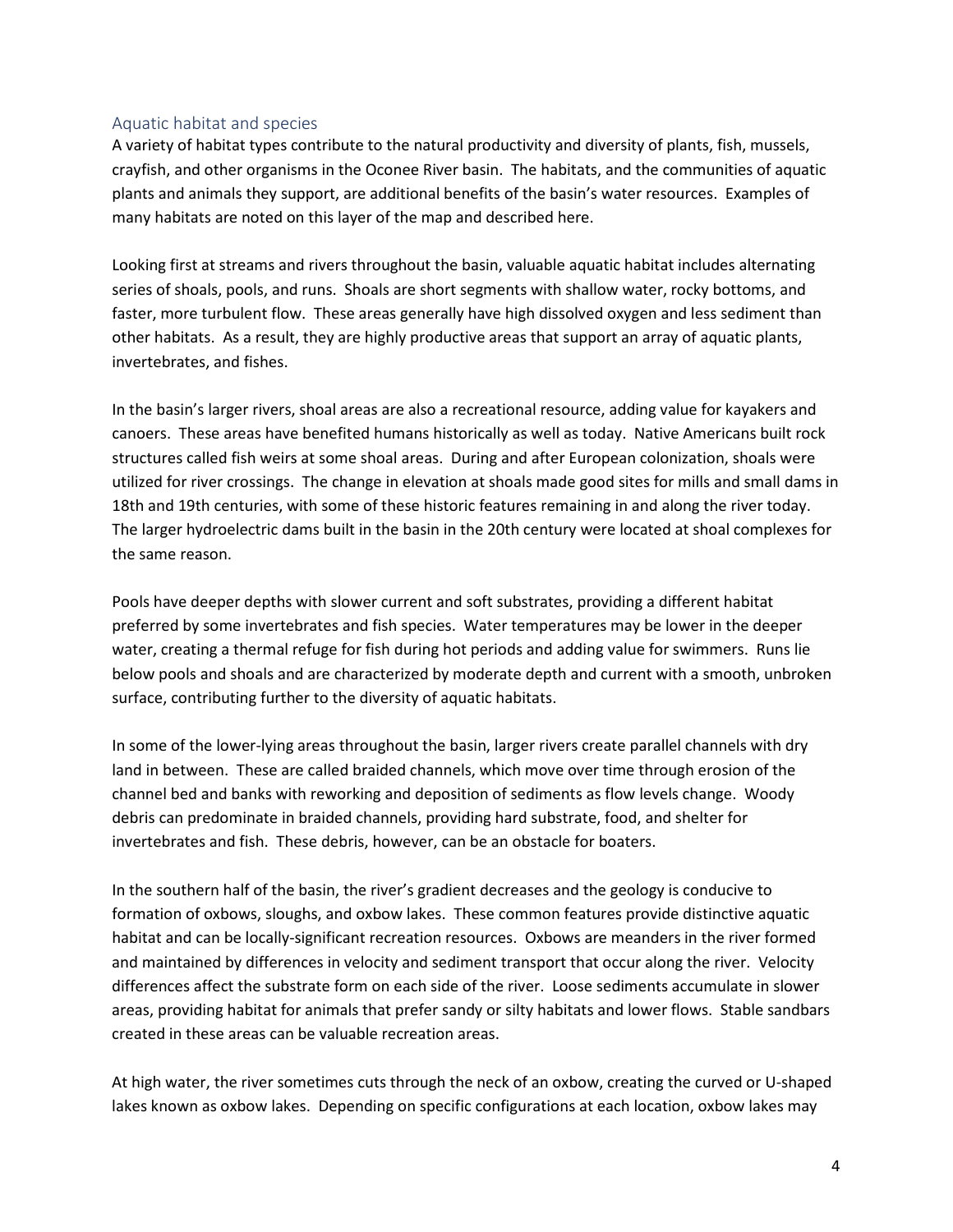## Aquatic habitat and species

A variety of habitat types contribute to the natural productivity and diversity of plants, fish, mussels, crayfish, and other organisms in the Oconee River basin. The habitats, and the communities of aquatic plants and animals they support, are additional benefits of the basin's water resources. Examples of many habitats are noted on this layer of the map and described here.

Looking first at streams and rivers throughout the basin, valuable aquatic habitat includes alternating series of shoals, pools, and runs. Shoals are short segments with shallow water, rocky bottoms, and faster, more turbulent flow. These areas generally have high dissolved oxygen and less sediment than other habitats. As a result, they are highly productive areas that support an array of aquatic plants, invertebrates, and fishes.

In the basin's larger rivers, shoal areas are also a recreational resource, adding value for kayakers and canoers. These areas have benefited humans historically as well as today. Native Americans built rock structures called fish weirs at some shoal areas. During and after European colonization, shoals were utilized for river crossings. The change in elevation at shoals made good sites for mills and small dams in 18th and 19th centuries, with some of these historic features remaining in and along the river today. The larger hydroelectric dams built in the basin in the 20th century were located at shoal complexes for the same reason.

Pools have deeper depths with slower current and soft substrates, providing a different habitat preferred by some invertebrates and fish species. Water temperatures may be lower in the deeper water, creating a thermal refuge for fish during hot periods and adding value for swimmers. Runs lie below pools and shoals and are characterized by moderate depth and current with a smooth, unbroken surface, contributing further to the diversity of aquatic habitats.

In some of the lower-lying areas throughout the basin, larger rivers create parallel channels with dry land in between. These are called braided channels, which move over time through erosion of the channel bed and banks with reworking and deposition of sediments as flow levels change. Woody debris can predominate in braided channels, providing hard substrate, food, and shelter for invertebrates and fish. These debris, however, can be an obstacle for boaters.

In the southern half of the basin, the river's gradient decreases and the geology is conducive to formation of oxbows, sloughs, and oxbow lakes. These common features provide distinctive aquatic habitat and can be locally-significant recreation resources. Oxbows are meanders in the river formed and maintained by differences in velocity and sediment transport that occur along the river. Velocity differences affect the substrate form on each side of the river. Loose sediments accumulate in slower areas, providing habitat for animals that prefer sandy or silty habitats and lower flows. Stable sandbars created in these areas can be valuable recreation areas.

At high water, the river sometimes cuts through the neck of an oxbow, creating the curved or U-shaped lakes known as oxbow lakes. Depending on specific configurations at each location, oxbow lakes may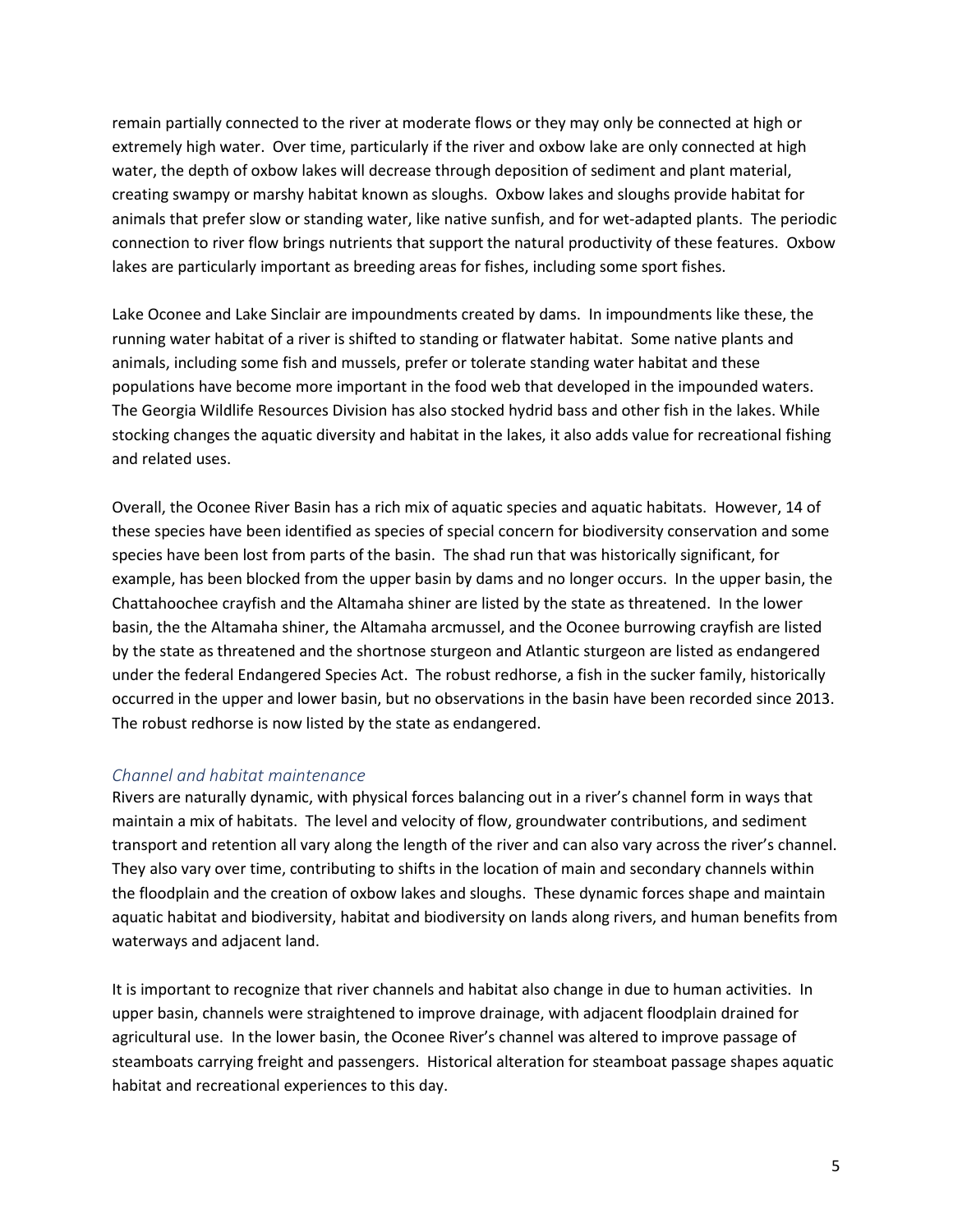remain partially connected to the river at moderate flows or they may only be connected at high or extremely high water. Over time, particularly if the river and oxbow lake are only connected at high water, the depth of oxbow lakes will decrease through deposition of sediment and plant material, creating swampy or marshy habitat known as sloughs. Oxbow lakes and sloughs provide habitat for animals that prefer slow or standing water, like native sunfish, and for wet-adapted plants. The periodic connection to river flow brings nutrients that support the natural productivity of these features. Oxbow lakes are particularly important as breeding areas for fishes, including some sport fishes.

Lake Oconee and Lake Sinclair are impoundments created by dams. In impoundments like these, the running water habitat of a river is shifted to standing or flatwater habitat. Some native plants and animals, including some fish and mussels, prefer or tolerate standing water habitat and these populations have become more important in the food web that developed in the impounded waters. The Georgia Wildlife Resources Division has also stocked hydrid bass and other fish in the lakes. While stocking changes the aquatic diversity and habitat in the lakes, it also adds value for recreational fishing and related uses.

Overall, the Oconee River Basin has a rich mix of aquatic species and aquatic habitats. However, 14 of these species have been identified as species of special concern for biodiversity conservation and some species have been lost from parts of the basin. The shad run that was historically significant, for example, has been blocked from the upper basin by dams and no longer occurs. In the upper basin, the Chattahoochee crayfish and the Altamaha shiner are listed by the state as threatened. In the lower basin, the the Altamaha shiner, the Altamaha arcmussel, and the Oconee burrowing crayfish are listed by the state as threatened and the shortnose sturgeon and Atlantic sturgeon are listed as endangered under the federal Endangered Species Act. The robust redhorse, a fish in the sucker family, historically occurred in the upper and lower basin, but no observations in the basin have been recorded since 2013. The robust redhorse is now listed by the state as endangered.

### *Channel and habitat maintenance*

Rivers are naturally dynamic, with physical forces balancing out in a river's channel form in ways that maintain a mix of habitats. The level and velocity of flow, groundwater contributions, and sediment transport and retention all vary along the length of the river and can also vary across the river's channel. They also vary over time, contributing to shifts in the location of main and secondary channels within the floodplain and the creation of oxbow lakes and sloughs. These dynamic forces shape and maintain aquatic habitat and biodiversity, habitat and biodiversity on lands along rivers, and human benefits from waterways and adjacent land.

It is important to recognize that river channels and habitat also change in due to human activities. In upper basin, channels were straightened to improve drainage, with adjacent floodplain drained for agricultural use. In the lower basin, the Oconee River's channel was altered to improve passage of steamboats carrying freight and passengers. Historical alteration for steamboat passage shapes aquatic habitat and recreational experiences to this day.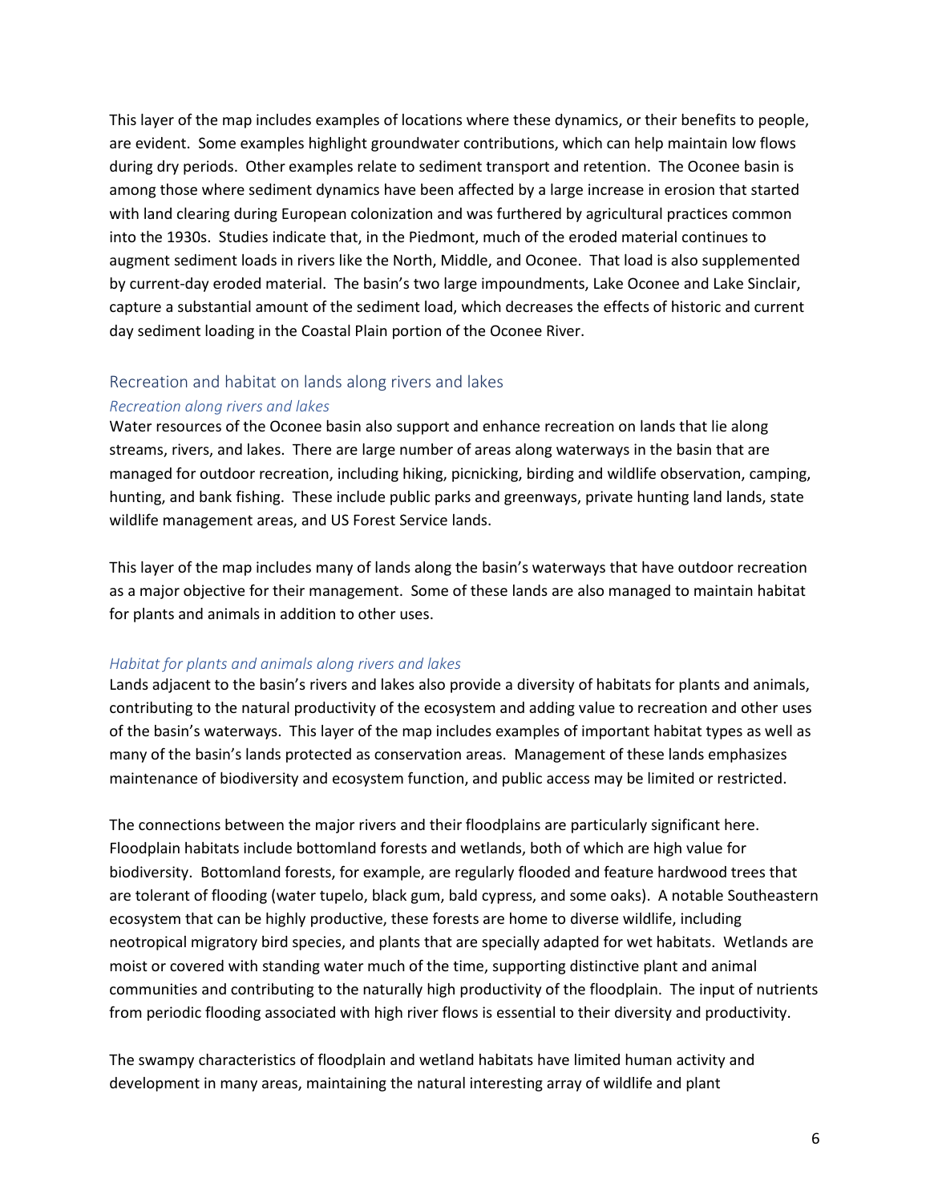This layer of the map includes examples of locations where these dynamics, or their benefits to people, are evident. Some examples highlight groundwater contributions, which can help maintain low flows during dry periods. Other examples relate to sediment transport and retention. The Oconee basin is among those where sediment dynamics have been affected by a large increase in erosion that started with land clearing during European colonization and was furthered by agricultural practices common into the 1930s. Studies indicate that, in the Piedmont, much of the eroded material continues to augment sediment loads in rivers like the North, Middle, and Oconee. That load is also supplemented by current-day eroded material. The basin's two large impoundments, Lake Oconee and Lake Sinclair, capture a substantial amount of the sediment load, which decreases the effects of historic and current day sediment loading in the Coastal Plain portion of the Oconee River.

## Recreation and habitat on lands along rivers and lakes

### *Recreation along rivers and lakes*

Water resources of the Oconee basin also support and enhance recreation on lands that lie along streams, rivers, and lakes. There are large number of areas along waterways in the basin that are managed for outdoor recreation, including hiking, picnicking, birding and wildlife observation, camping, hunting, and bank fishing. These include public parks and greenways, private hunting land lands, state wildlife management areas, and US Forest Service lands.

This layer of the map includes many of lands along the basin's waterways that have outdoor recreation as a major objective for their management. Some of these lands are also managed to maintain habitat for plants and animals in addition to other uses.

### *Habitat for plants and animals along rivers and lakes*

Lands adjacent to the basin's rivers and lakes also provide a diversity of habitats for plants and animals, contributing to the natural productivity of the ecosystem and adding value to recreation and other uses of the basin's waterways. This layer of the map includes examples of important habitat types as well as many of the basin's lands protected as conservation areas. Management of these lands emphasizes maintenance of biodiversity and ecosystem function, and public access may be limited or restricted.

The connections between the major rivers and their floodplains are particularly significant here. Floodplain habitats include bottomland forests and wetlands, both of which are high value for biodiversity. Bottomland forests, for example, are regularly flooded and feature hardwood trees that are tolerant of flooding (water tupelo, black gum, bald cypress, and some oaks). A notable Southeastern ecosystem that can be highly productive, these forests are home to diverse wildlife, including neotropical migratory bird species, and plants that are specially adapted for wet habitats. Wetlands are moist or covered with standing water much of the time, supporting distinctive plant and animal communities and contributing to the naturally high productivity of the floodplain. The input of nutrients from periodic flooding associated with high river flows is essential to their diversity and productivity.

The swampy characteristics of floodplain and wetland habitats have limited human activity and development in many areas, maintaining the natural interesting array of wildlife and plant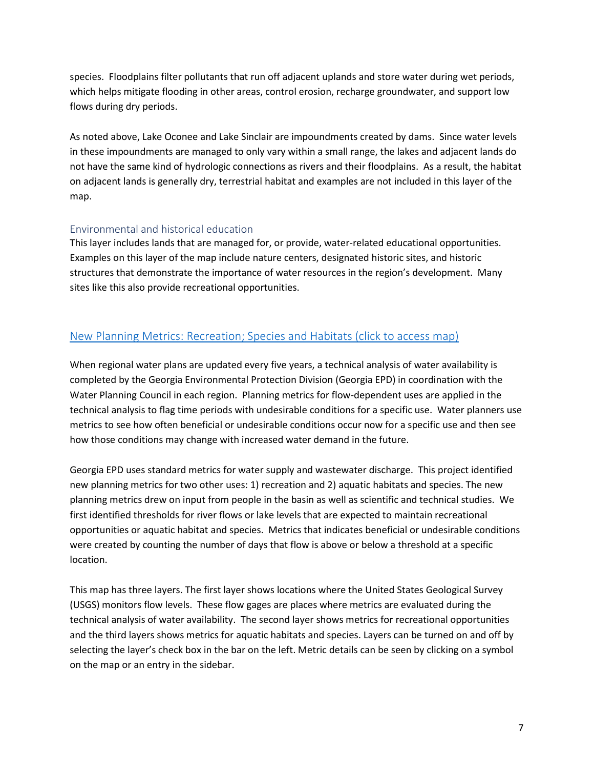species. Floodplains filter pollutants that run off adjacent uplands and store water during wet periods, which helps mitigate flooding in other areas, control erosion, recharge groundwater, and support low flows during dry periods.

As noted above, Lake Oconee and Lake Sinclair are impoundments created by dams. Since water levels in these impoundments are managed to only vary within a small range, the lakes and adjacent lands do not have the same kind of hydrologic connections as rivers and their floodplains. As a result, the habitat on adjacent lands is generally dry, terrestrial habitat and examples are not included in this layer of the map.

### Environmental and historical education

This layer includes lands that are managed for, or provide, water-related educational opportunities. Examples on this layer of the map include nature centers, designated historic sites, and historic structures that demonstrate the importance of water resources in the region's development. Many sites like this also provide recreational opportunities.

## New Planning Metrics: Recreation; Species and Habitats (click to access map)

When regional water plans are updated every five years, a technical analysis of water availability is completed by the Georgia Environmental Protection Division (Georgia EPD) in coordination with the Water Planning Council in each region. Planning metrics for flow-dependent uses are applied in the technical analysis to flag time periods with undesirable conditions for a specific use. Water planners use metrics to see how often beneficial or undesirable conditions occur now for a specific use and then see how those conditions may change with increased water demand in the future.

Georgia EPD uses standard metrics for water supply and wastewater discharge. This project identified new planning metrics for two other uses: 1) recreation and 2) aquatic habitats and species. The new planning metrics drew on input from people in the basin as well as scientific and technical studies. We first identified thresholds for river flows or lake levels that are expected to maintain recreational opportunities or aquatic habitat and species. Metrics that indicates beneficial or undesirable conditions were created by counting the number of days that flow is above or below a threshold at a specific location.

This map has three layers. The first layer shows locations where the United States Geological Survey (USGS) monitors flow levels. These flow gages are places where metrics are evaluated during the technical analysis of water availability. The second layer shows metrics for recreational opportunities and the third layers shows metrics for aquatic habitats and species. Layers can be turned on and off by selecting the layer's check box in the bar on the left. Metric details can be seen by clicking on a symbol on the map or an entry in the sidebar.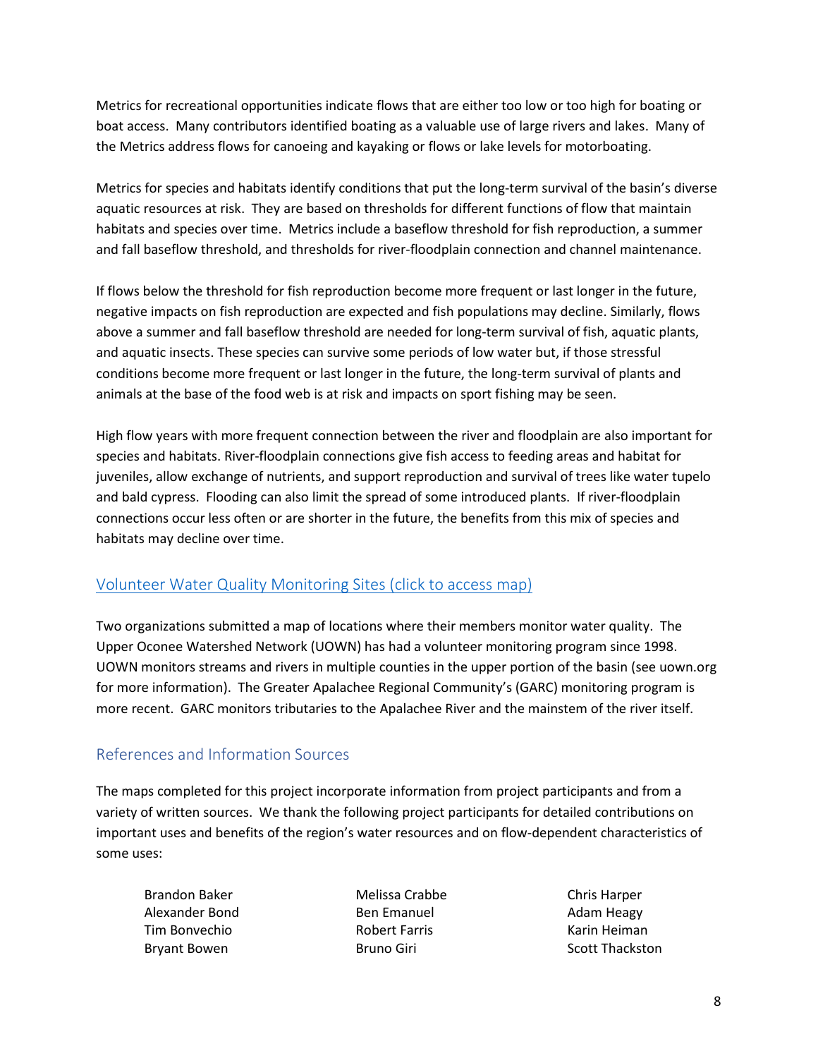Metrics for recreational opportunities indicate flows that are either too low or too high for boating or boat access. Many contributors identified boating as a valuable use of large rivers and lakes. Many of the Metrics address flows for canoeing and kayaking or flows or lake levels for motorboating.

Metrics for species and habitats identify conditions that put the long-term survival of the basin's diverse aquatic resources at risk. They are based on thresholds for different functions of flow that maintain habitats and species over time. Metrics include a baseflow threshold for fish reproduction, a summer and fall baseflow threshold, and thresholds for river-floodplain connection and channel maintenance.

If flows below the threshold for fish reproduction become more frequent or last longer in the future, negative impacts on fish reproduction are expected and fish populations may decline. Similarly, flows above a summer and fall baseflow threshold are needed for long-term survival of fish, aquatic plants, and aquatic insects. These species can survive some periods of low water but, if those stressful conditions become more frequent or last longer in the future, the long-term survival of plants and animals at the base of the food web is at risk and impacts on sport fishing may be seen.

High flow years with more frequent connection between the river and floodplain are also important for species and habitats. River-floodplain connections give fish access to feeding areas and habitat for juveniles, allow exchange of nutrients, and support reproduction and survival of trees like water tupelo and bald cypress. Flooding can also limit the spread of some introduced plants. If river-floodplain connections occur less often or are shorter in the future, the benefits from this mix of species and habitats may decline over time.

## Volunteer Water Quality Monitoring Sites (click to access map)

Two organizations submitted a map of locations where their members monitor water quality. The Upper Oconee Watershed Network (UOWN) has had a volunteer monitoring program since 1998. UOWN monitors streams and rivers in multiple counties in the upper portion of the basin (see uown.org for more information). The Greater Apalachee Regional Community's (GARC) monitoring program is more recent. GARC monitors tributaries to the Apalachee River and the mainstem of the river itself.

## References and Information Sources

The maps completed for this project incorporate information from project participants and from a variety of written sources. We thank the following project participants for detailed contributions on important uses and benefits of the region's water resources and on flow-dependent characteristics of some uses:

- Brandon Baker
- Alexander Bond
- Tim Bonvechio
- Bryant Bowen
- Melissa Crabbe
- Ben Emanuel
- Robert Farris
- Bruno Giri
- Chris Harper
- Adam Heagy
- Karin Heiman
- Scott Thackston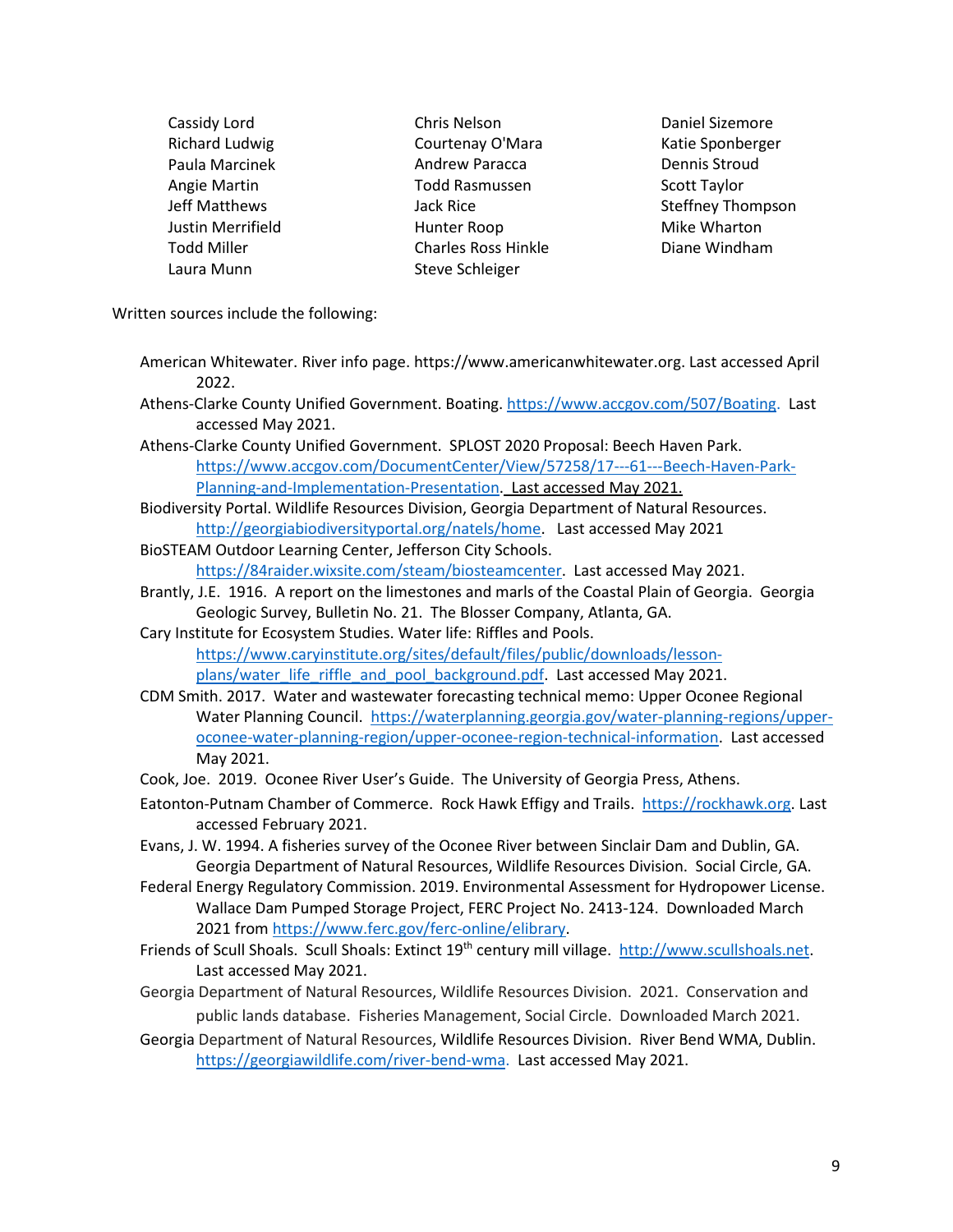Cassidy Lord
Richard Ludwig
Paula Marcinek
Angie Martin
Jeff Matthews
Justin Merrifield
Todd Miller
Laura Munn
Chris Nelson
Courtenay O'Mara
Andrew Paracca
Todd Rasmussen
Jack Rice
Hunter Roop
Charles Ross Hinkle
Steve Schleiger
Daniel Sizemore
Katie Sponberger
Dennis Stroud
Scott Taylor
Steffney Thompson
Mike Wharton
Diane Windham

Written sources include the following:

American Whitewater. River info page. https://www.americanwhitewater.org. Last accessed April 2022.

Athens-Clarke County Unified Government. Boating. https://www.accgov.com/507/Boating. Last accessed May 2021.

Athens-Clarke County Unified Government. SPLOST 2020 Proposal: Beech Haven Park. https://www.accgov.com/DocumentCenter/View/57258/17---61---Beech-Haven-Park-Planning-and-Implementation-Presentation. Last accessed May 2021.

Biodiversity Portal. Wildlife Resources Division, Georgia Department of Natural Resources. http://georgiabiodiversityportal.org/natels/home. Last accessed May 2021

BioSTEAM Outdoor Learning Center, Jefferson City Schools. https://84raider.wixsite.com/steam/biosteamcenter. Last accessed May 2021.

Brantly, J.E. 1916. A report on the limestones and marls of the Coastal Plain of Georgia. Georgia Geologic Survey, Bulletin No. 21. The Blosser Company, Atlanta, GA.

Cary Institute for Ecosystem Studies. Water life: Riffles and Pools. https://www.caryinstitute.org/sites/default/files/public/downloads/lesson-plans/water_life_riffle_and_pool_background.pdf. Last accessed May 2021.

CDM Smith. 2017. Water and wastewater forecasting technical memo: Upper Oconee Regional Water Planning Council. https://waterplanning.georgia.gov/water-planning-regions/upper-oconee-water-planning-region/upper-oconee-region-technical-information. Last accessed May 2021.

Cook, Joe. 2019. Oconee River User's Guide. The University of Georgia Press, Athens.

Eatonton-Putnam Chamber of Commerce. Rock Hawk Effigy and Trails. https://rockhawk.org. Last accessed February 2021.

Evans, J. W. 1994. A fisheries survey of the Oconee River between Sinclair Dam and Dublin, GA. Georgia Department of Natural Resources, Wildlife Resources Division. Social Circle, GA.

Federal Energy Regulatory Commission. 2019. Environmental Assessment for Hydropower License. Wallace Dam Pumped Storage Project, FERC Project No. 2413-124. Downloaded March 2021 from https://www.ferc.gov/ferc-online/elibrary.

Friends of Scull Shoals. Scull Shoals: Extinct 19th century mill village. http://www.scullshoals.net. Last accessed May 2021.

Georgia Department of Natural Resources, Wildlife Resources Division. 2021. Conservation and public lands database. Fisheries Management, Social Circle. Downloaded March 2021.

Georgia Department of Natural Resources, Wildlife Resources Division. River Bend WMA, Dublin. https://georgiawildlife.com/river-bend-wma. Last accessed May 2021.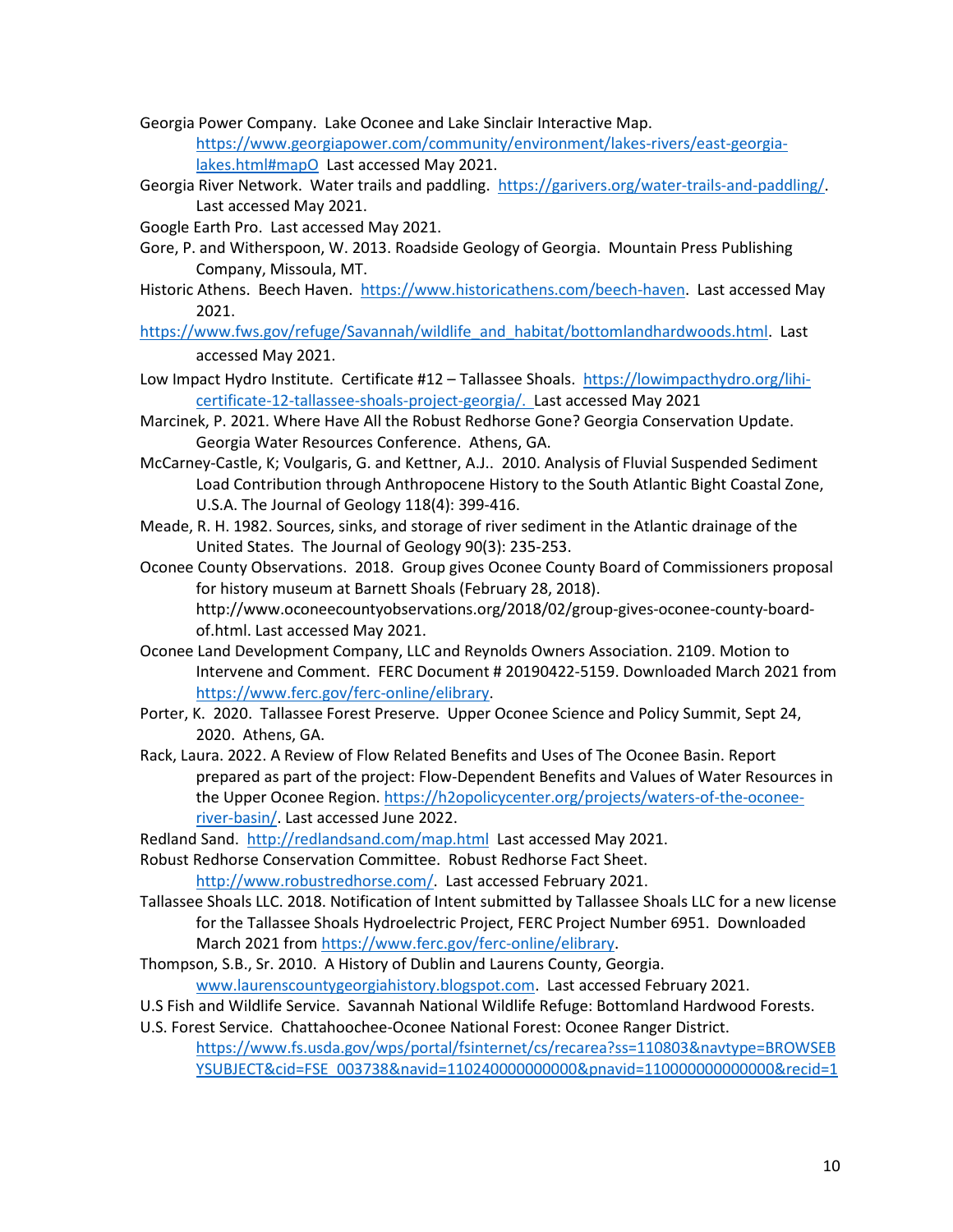Georgia Power Company. Lake Oconee and Lake Sinclair Interactive Map. https://www.georgiapower.com/community/environment/lakes-rivers/east-georgia-lakes.html#mapO Last accessed May 2021.

Georgia River Network. Water trails and paddling. https://garivers.org/water-trails-and-paddling/. Last accessed May 2021.

Google Earth Pro. Last accessed May 2021.

Gore, P. and Witherspoon, W. 2013. Roadside Geology of Georgia. Mountain Press Publishing Company, Missoula, MT.

Historic Athens. Beech Haven. https://www.historicathens.com/beech-haven. Last accessed May 2021.

https://www.fws.gov/refuge/Savannah/wildlife_and_habitat/bottomlandhardwoods.html. Last accessed May 2021.

Low Impact Hydro Institute. Certificate #12 – Tallassee Shoals. https://lowimpacthydro.org/lihi-certificate-12-tallassee-shoals-project-georgia/. Last accessed May 2021

Marcinek, P. 2021. Where Have All the Robust Redhorse Gone? Georgia Conservation Update. Georgia Water Resources Conference. Athens, GA.

McCarney-Castle, K; Voulgaris, G. and Kettner, A.J.. 2010. Analysis of Fluvial Suspended Sediment Load Contribution through Anthropocene History to the South Atlantic Bight Coastal Zone, U.S.A. The Journal of Geology 118(4): 399-416.

Meade, R. H. 1982. Sources, sinks, and storage of river sediment in the Atlantic drainage of the United States. The Journal of Geology 90(3): 235-253.

Oconee County Observations. 2018. Group gives Oconee County Board of Commissioners proposal for history museum at Barnett Shoals (February 28, 2018). http://www.oconeecountyobservations.org/2018/02/group-gives-oconee-county-board-of.html. Last accessed May 2021.

Oconee Land Development Company, LLC and Reynolds Owners Association. 2109. Motion to Intervene and Comment. FERC Document # 20190422-5159. Downloaded March 2021 from https://www.ferc.gov/ferc-online/elibrary.

Porter, K. 2020. Tallassee Forest Preserve. Upper Oconee Science and Policy Summit, Sept 24, 2020. Athens, GA.

Rack, Laura. 2022. A Review of Flow Related Benefits and Uses of The Oconee Basin. Report prepared as part of the project: Flow-Dependent Benefits and Values of Water Resources in the Upper Oconee Region. https://h2opolicycenter.org/projects/waters-of-the-oconee-river-basin/. Last accessed June 2022.

Redland Sand. http://redlandsand.com/map.html Last accessed May 2021.

Robust Redhorse Conservation Committee. Robust Redhorse Fact Sheet. http://www.robustredhorse.com/. Last accessed February 2021.

Tallassee Shoals LLC. 2018. Notification of Intent submitted by Tallassee Shoals LLC for a new license for the Tallassee Shoals Hydroelectric Project, FERC Project Number 6951. Downloaded March 2021 from https://www.ferc.gov/ferc-online/elibrary.

Thompson, S.B., Sr. 2010. A History of Dublin and Laurens County, Georgia. www.laurenscountygeorgiahistory.blogspot.com. Last accessed February 2021.

U.S Fish and Wildlife Service. Savannah National Wildlife Refuge: Bottomland Hardwood Forests.

U.S. Forest Service. Chattahoochee-Oconee National Forest: Oconee Ranger District. https://www.fs.usda.gov/wps/portal/fsinternet/cs/recarea?ss=110803&navtype=BROWSEBYSUBJECT&cid=FSE_003738&navid=110240000000000&pnavid=110000000000000&recid=1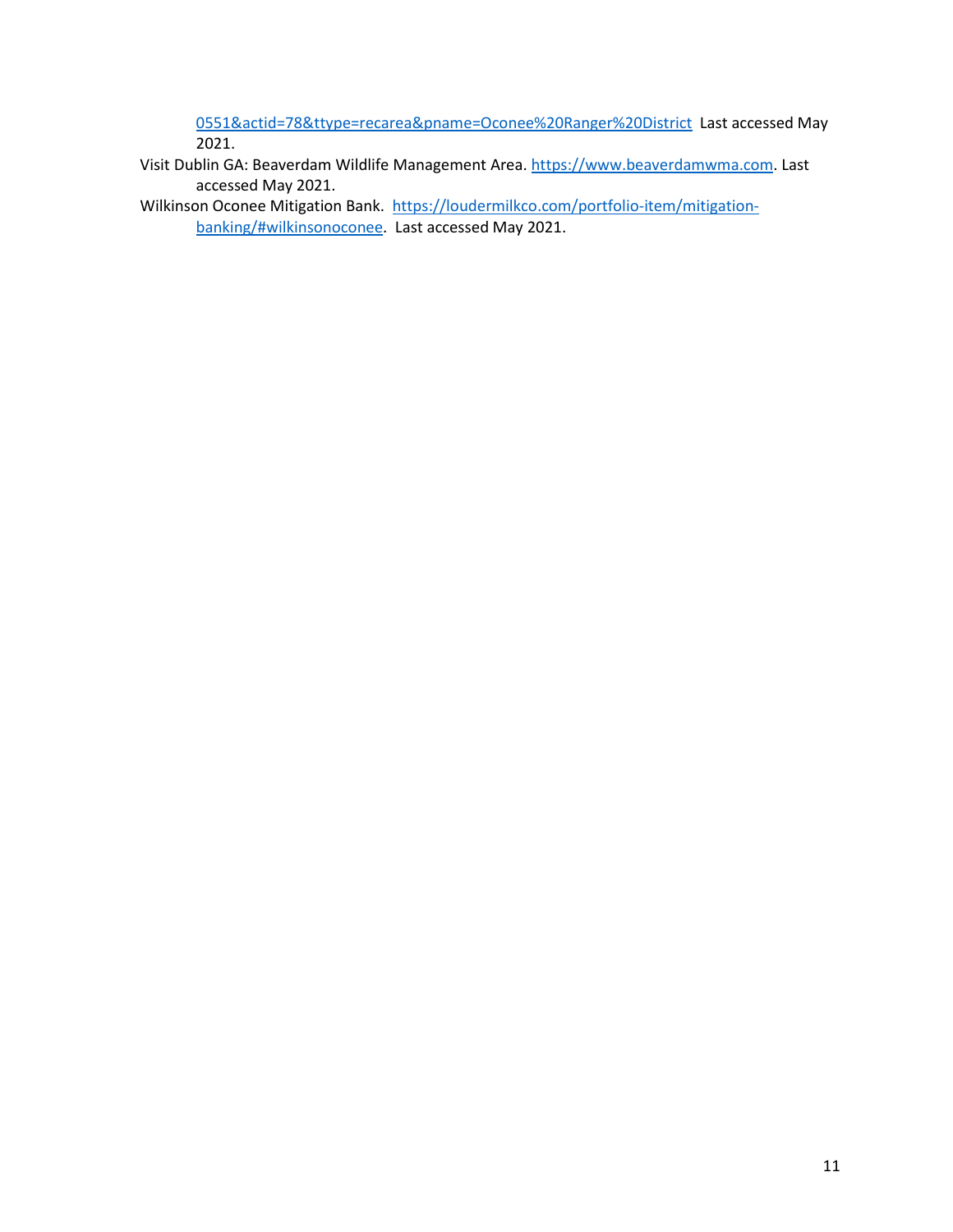0551&actid=78&ttype=recarea&pname=Oconee%20Ranger%20District Last accessed May 2021.

Visit Dublin GA: Beaverdam Wildlife Management Area. https://www.beaverdamwma.com. Last accessed May 2021.

Wilkinson Oconee Mitigation Bank. https://loudermilkco.com/portfolio-item/mitigation-banking/#wilkinsonoconee. Last accessed May 2021.